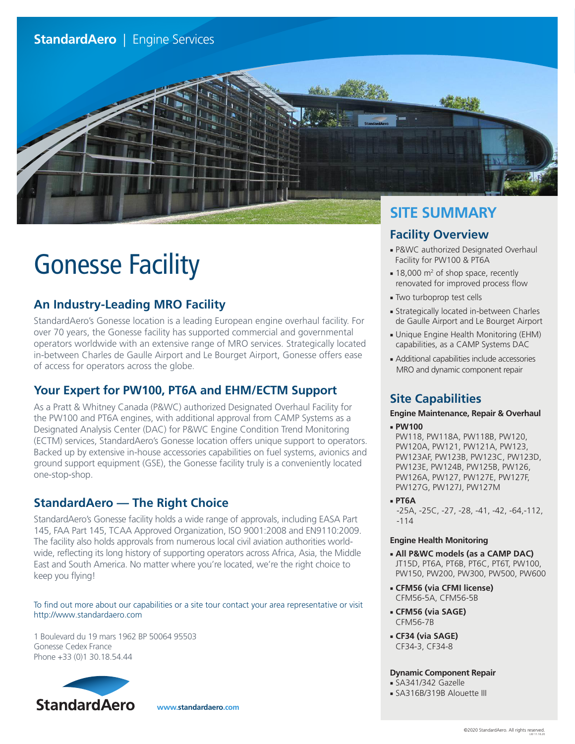StandardAero | Engine Services

# Gonesse Facility

## An Industry-Leading MRO Facility

StandardAero's Gonesse location is a leading European engine overhaul facility. For over 70 years, the Gonesse facility has supported commercial and governmental operators worldwide with an extensive range of MRO services. Strategically located in-between Charles de Gaulle Airport and Le Bourget Airport, Gonesse offers ease of access for operators across the globe.

## Your Expert for PW100, PT6A and EHM/ECTM Support

As a Pratt & Whitney Canada (P&WC) authorized Designated Overhaul Facility for the PW100 and PT6A engines, with additional approval from CAMP Systems as a Designated Analysis Center (DAC) for P&WC Engine Condition Trend Monitoring (ECTM) services, StandardAero's Gonesse location offers unique support to operators. Backed up by extensive in-house accessories capabilities on fuel systems, avionics and ground support equipment (GSE), the Gonesse facility truly is a conveniently located one-stop-shop.

## StandardAero — The Right Choice

StandardAero's Gonesse facility holds a wide range of approvals, including EASA Part 145, FAA Part 145, TCAA Approved Organization, ISO 9001:2008 and EN9110:2009. The facility also holds approvals from numerous local civil aviation authorities worldwide, reflecting its long history of supporting operators across Africa, Asia, the Middle East and South America. No matter where you're located, we're the right choice to keep you flying!

To find out more about our capabilities or a site tour contact your area representative or visit http://www.standardaero.com

1 Boulevard du 19 mars 1962 BP 50064 95503
Gonesse Cedex France
Phone +33 (0)1 30.18.54.44

StandardAero

www.standardaero.com

# SITE SUMMARY

## Facility Overview

- P&WC authorized Designated Overhaul Facility for PW100 & PT6A
- 18,000 m² of shop space, recently renovated for improved process flow
- Two turboprop test cells
- Strategically located in-between Charles de Gaulle Airport and Le Bourget Airport
- Unique Engine Health Monitoring (EHM) capabilities, as a CAMP Systems DAC
- Additional capabilities include accessories MRO and dynamic component repair

## Site Capabilities

### Engine Maintenance, Repair & Overhaul

- **PW100**
  PW118, PW118A, PW118B, PW120, PW120A, PW121, PW121A, PW123, PW123AF, PW123B, PW123C, PW123D, PW123E, PW124B, PW125B, PW126, PW126A, PW127, PW127E, PW127F, PW127G, PW127J, PW127M
- **PT6A**
  -25A, -25C, -27, -28, -41, -42, -64,-112, -114

### Engine Health Monitoring

- **All P&WC models (as a CAMP DAC)**
  JT15D, PT6A, PT6B, PT6C, PT6T, PW100, PW150, PW200, PW300, PW500, PW600
- **CFM56 (via CFMI license)**
  CFM56-5A, CFM56-5B
- **CFM56 (via SAGE)**
  CFM56-7B
- **CF34 (via SAGE)**
  CF34-3, CF34-8

### Dynamic Component Repair

- SA341/342 Gazelle
- SA316B/319B Alouette III

©2020 StandardAero. All rights reserved.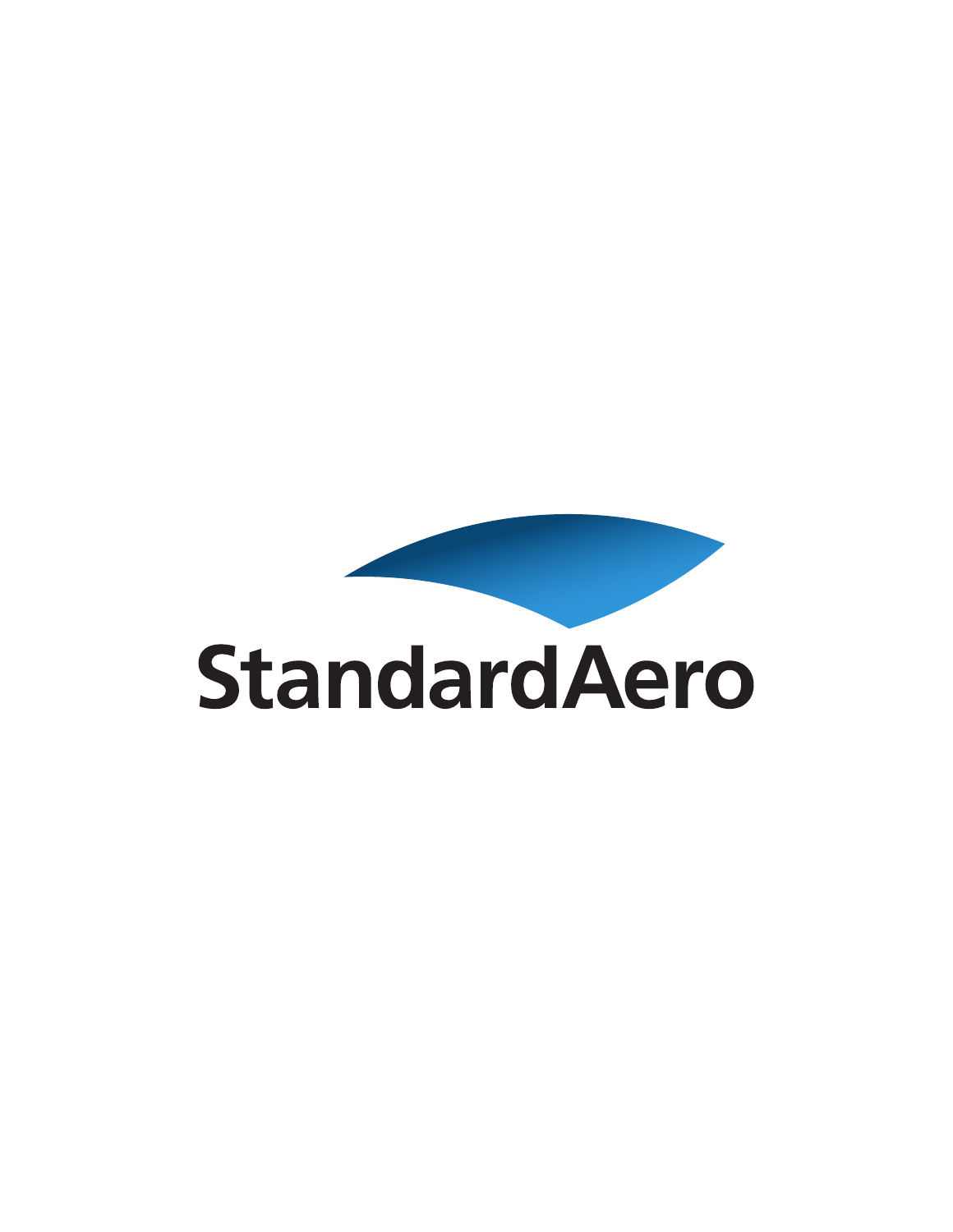StandardAero